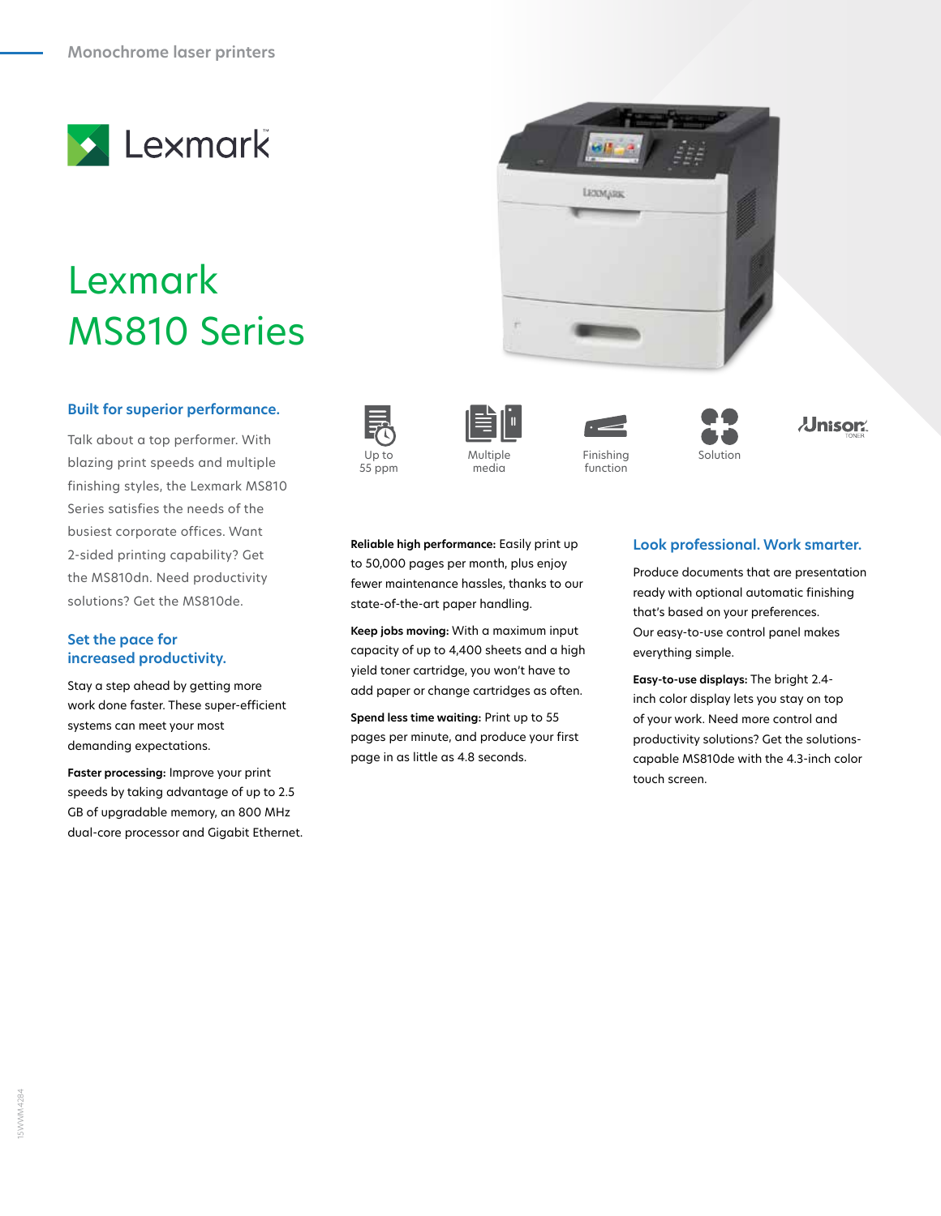Monochrome laser printers

Lexmark

# Lexmark MS810 Series

## Built for superior performance.

Talk about a top performer. With blazing print speeds and multiple finishing styles, the Lexmark MS810 Series satisfies the needs of the busiest corporate offices. Want 2-sided printing capability? Get the MS810dn. Need productivity solutions? Get the MS810de.

Up to 55 ppm | Multiple media | Finishing function | Solution | Unison TONER

## Set the pace for increased productivity.

Stay a step ahead by getting more work done faster. These super-efficient systems can meet your most demanding expectations.

**Faster processing:** Improve your print speeds by taking advantage of up to 2.5 GB of upgradable memory, an 800 MHz dual-core processor and Gigabit Ethernet.

**Reliable high performance:** Easily print up to 50,000 pages per month, plus enjoy fewer maintenance hassles, thanks to our state-of-the-art paper handling.

**Keep jobs moving:** With a maximum input capacity of up to 4,400 sheets and a high yield toner cartridge, you won't have to add paper or change cartridges as often.

**Spend less time waiting:** Print up to 55 pages per minute, and produce your first page in as little as 4.8 seconds.

## Look professional. Work smarter.

Produce documents that are presentation ready with optional automatic finishing that's based on your preferences. Our easy-to-use control panel makes everything simple.

**Easy-to-use displays:** The bright 2.4-inch color display lets you stay on top of your work. Need more control and productivity solutions? Get the solutions-capable MS810de with the 4.3-inch color touch screen.

15WWM4284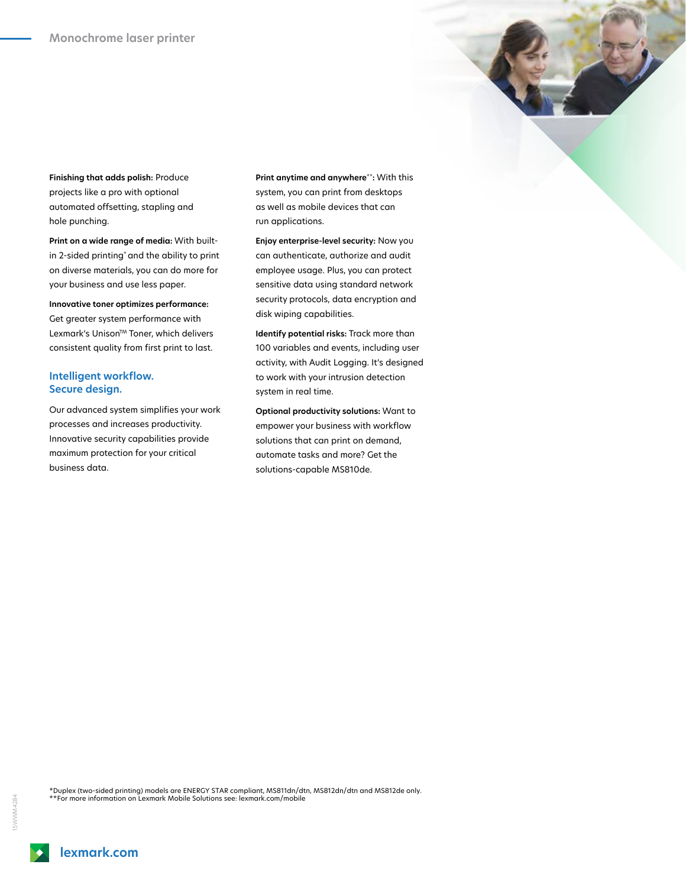## Monochrome laser printer

**Finishing that adds polish:** Produce projects like a pro with optional automated offsetting, stapling and hole punching.

**Print on a wide range of media:** With built-in 2-sided printing* and the ability to print on diverse materials, you can do more for your business and use less paper.

**Innovative toner optimizes performance:** Get greater system performance with Lexmark's Unison™ Toner, which delivers consistent quality from first print to last.

### Intelligent workflow. Secure design.

Our advanced system simplifies your work processes and increases productivity. Innovative security capabilities provide maximum protection for your critical business data.

**Print anytime and anywhere**:** With this system, you can print from desktops as well as mobile devices that can run applications.

**Enjoy enterprise-level security:** Now you can authenticate, authorize and audit employee usage. Plus, you can protect sensitive data using standard network security protocols, data encryption and disk wiping capabilities.

**Identify potential risks:** Track more than 100 variables and events, including user activity, with Audit Logging. It's designed to work with your intrusion detection system in real time.

**Optional productivity solutions:** Want to empower your business with workflow solutions that can print on demand, automate tasks and more? Get the solutions-capable MS810de.

*Duplex (two-sided printing) models are ENERGY STAR compliant, MS811dn/dtn, MS812dn/dtn and MS812de only.
**For more information on Lexmark Mobile Solutions see: lexmark.com/mobile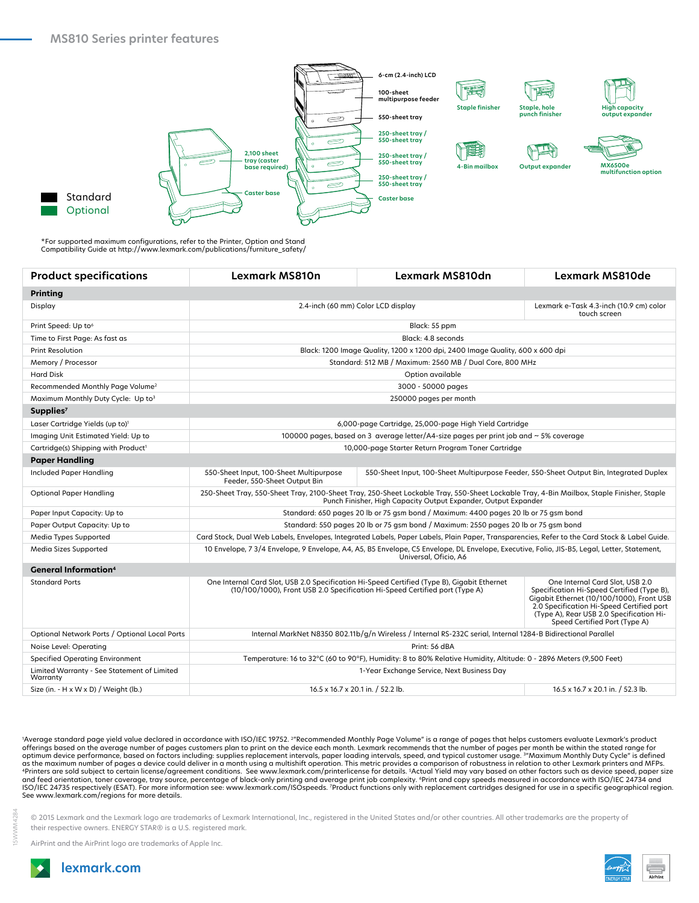## MS810 Series printer features

6-cm (2.4-inch) LCD

100-sheet multipurpose feeder

550-sheet tray

250-sheet tray / 550-sheet tray

250-sheet tray / 550-sheet tray

250-sheet tray / 550-sheet tray

Caster base

2,100 sheet tray (caster base required)

Caster base

Staple finisher

Staple, hole punch finisher

High capacity output expander

4-Bin mailbox

Output expander

MX6500e multifunction option

Standard

Optional

*For supported maximum configurations, refer to the Printer, Option and Stand Compatibility Guide at http://www.lexmark.com/publications/furniture_safety/

| Product specifications | Lexmark MS810n | Lexmark MS810dn | Lexmark MS810de |
|---|---|---|---|
| **Printing** | | | |
| Display | 2.4-inch (60 mm) Color LCD display | | Lexmark e-Task 4.3-inch (10.9 cm) color touch screen |
| Print Speed: Up to[6] | Black: 55 ppm | | |
| Time to First Page: As fast as | Black: 4.8 seconds | | |
| Print Resolution | Black: 1200 Image Quality, 1200 x 1200 dpi, 2400 Image Quality, 600 x 600 dpi | | |
| Memory / Processor | Standard: 512 MB / Maximum: 2560 MB / Dual Core, 800 MHz | | |
| Hard Disk | Option available | | |
| Recommended Monthly Page Volume[2] | 3000 - 50000 pages | | |
| Maximum Monthly Duty Cycle: Up to[3] | 250000 pages per month | | |
| **Supplies[7]** | | | |
| Laser Cartridge Yields (up to)[1] | 6,000-page Cartridge, 25,000-page High Yield Cartridge | | |
| Imaging Unit Estimated Yield: Up to | 100000 pages, based on 3 average letter/A4-size pages per print job and ~ 5% coverage | | |
| Cartridge(s) Shipping with Product[1] | 10,000-page Starter Return Program Toner Cartridge | | |
| **Paper Handling** | | | |
| Included Paper Handling | 550-Sheet Input, 100-Sheet Multipurpose Feeder, 550-Sheet Output Bin | 550-Sheet Input, 100-Sheet Multipurpose Feeder, 550-Sheet Output Bin, Integrated Duplex | |
| Optional Paper Handling | 250-Sheet Tray, 550-Sheet Tray, 2100-Sheet Tray, 250-Sheet Lockable Tray, 550-Sheet Lockable Tray, 4-Bin Mailbox, Staple Finisher, Staple Punch Finisher, High Capacity Output Expander, Output Expander | | |
| Paper Input Capacity: Up to | Standard: 650 pages 20 lb or 75 gsm bond / Maximum: 4400 pages 20 lb or 75 gsm bond | | |
| Paper Output Capacity: Up to | Standard: 550 pages 20 lb or 75 gsm bond / Maximum: 2550 pages 20 lb or 75 gsm bond | | |
| Media Types Supported | Card Stock, Dual Web Labels, Envelopes, Integrated Labels, Paper Labels, Plain Paper, Transparencies, Refer to the Card Stock & Label Guide. | | |
| Media Sizes Supported | 10 Envelope, 7 3/4 Envelope, 9 Envelope, A4, A5, B5 Envelope, C5 Envelope, DL Envelope, Executive, Folio, JIS-B5, Legal, Letter, Statement, Universal, Oficio, A6 | | |
| **General Information[4]** | | | |
| Standard Ports | One Internal Card Slot, USB 2.0 Specification Hi-Speed Certified (Type B), Gigabit Ethernet (10/100/1000), Front USB 2.0 Specification Hi-Speed Certified port (Type A) | | One Internal Card Slot, USB 2.0 Specification Hi-Speed Certified (Type B), Gigabit Ethernet (10/100/1000), Front USB 2.0 Specification Hi-Speed Certified port (Type A), Rear USB 2.0 Specification Hi-Speed Certified Port (Type A) |
| Optional Network Ports / Optional Local Ports | Internal MarkNet N8350 802.11b/g/n Wireless / Internal RS-232C serial, Internal 1284-B Bidirectional Parallel | | |
| Noise Level: Operating | Print: 56 dBA | | |
| Specified Operating Environment | Temperature: 16 to 32°C (60 to 90°F), Humidity: 8 to 80% Relative Humidity, Altitude: 0 - 2896 Meters (9,500 Feet) | | |
| Limited Warranty - See Statement of Limited Warranty | 1-Year Exchange Service, Next Business Day | | |
| Size (in. - H x W x D) / Weight (lb.) | 16.5 x 16.7 x 20.1 in. / 52.2 lb. | | 16.5 x 16.7 x 20.1 in. / 52.3 lb. |

[1]Average standard page yield value declared in accordance with ISO/IEC 19752. [2]"Recommended Monthly Page Volume" is a range of pages that helps customers evaluate Lexmark's product offerings based on the average number of pages customers plan to print on the device each month. Lexmark recommends that the number of pages per month be within the stated range for optimum device performance, based on factors including: supplies replacement intervals, paper loading intervals, speed, and typical customer usage. [3]"Maximum Monthly Duty Cycle" is defined as the maximum number of pages a device could deliver in a month using a multishift operation. This metric provides a comparison of robustness in relation to other Lexmark printers and MFPs. [4]Printers are sold subject to certain license/agreement conditions. See www.lexmark.com/printerlicense for details. [5]Actual Yield may vary based on other factors such as device speed, paper size and feed orientation, toner coverage, tray source, percentage of black-only printing and average print job complexity. [6]Print and copy speeds measured in accordance with ISO/IEC 24734 and ISO/IEC 24735 respectively (ESAT). For more information see: www.lexmark.com/ISOspeeds. [7]Product functions only with replacement cartridges designed for use in a specific geographical region. See www.lexmark.com/regions for more details.

© 2015 Lexmark and the Lexmark logo are trademarks of Lexmark International, Inc., registered in the United States and/or other countries. All other trademarks are the property of their respective owners. ENERGY STAR® is a U.S. registered mark.

AirPrint and the AirPrint logo are trademarks of Apple Inc.

15WWM4284

lexmark.com